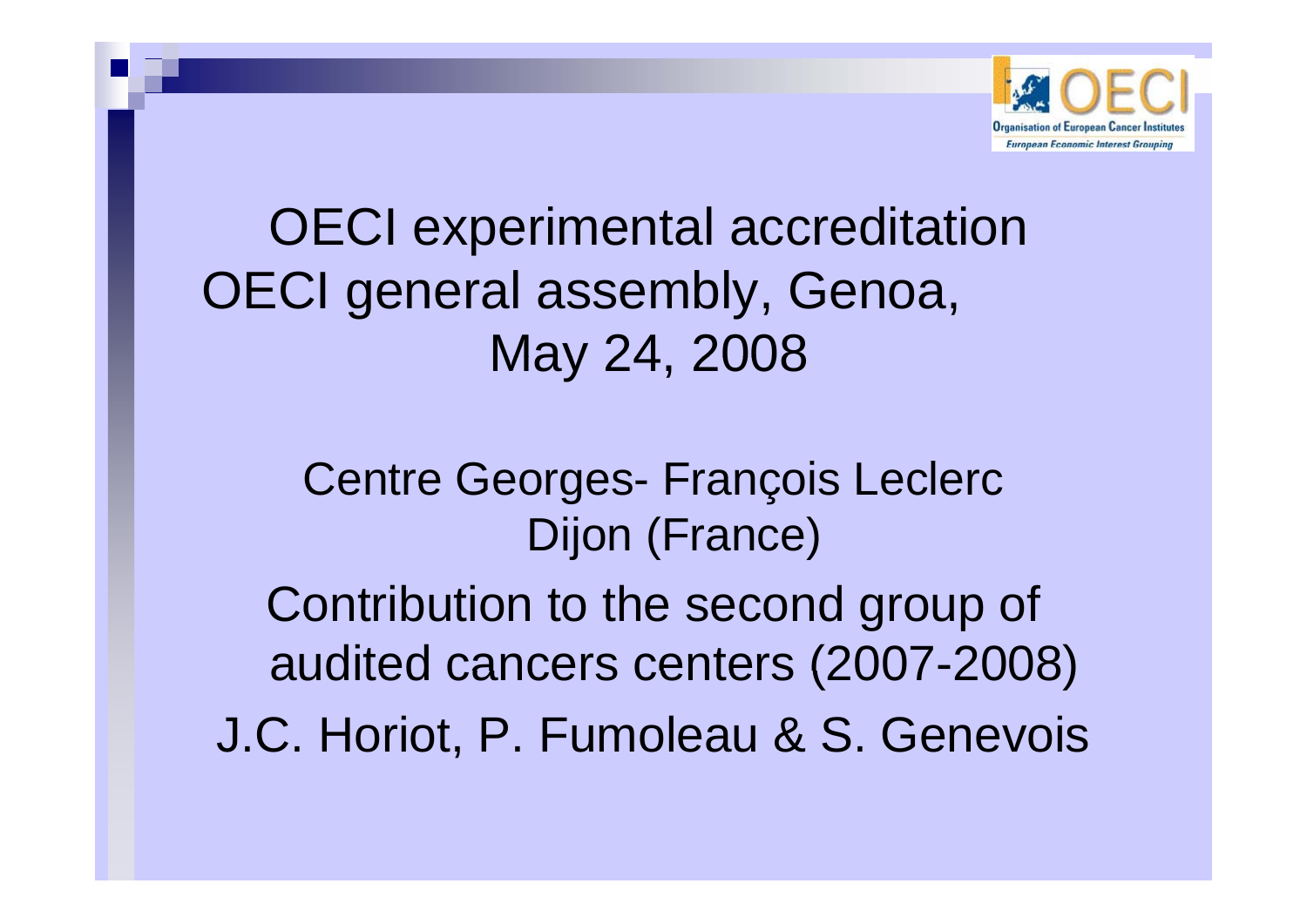# OECI experimental accreditation OECI general assembly, Genoa, May 24, 2008

Centre Georges- François Leclerc Dijon (France)

Contribution to the second group of audited cancers centers (2007-2008)

J.C. Horiot, P. Fumoleau & S. Genevois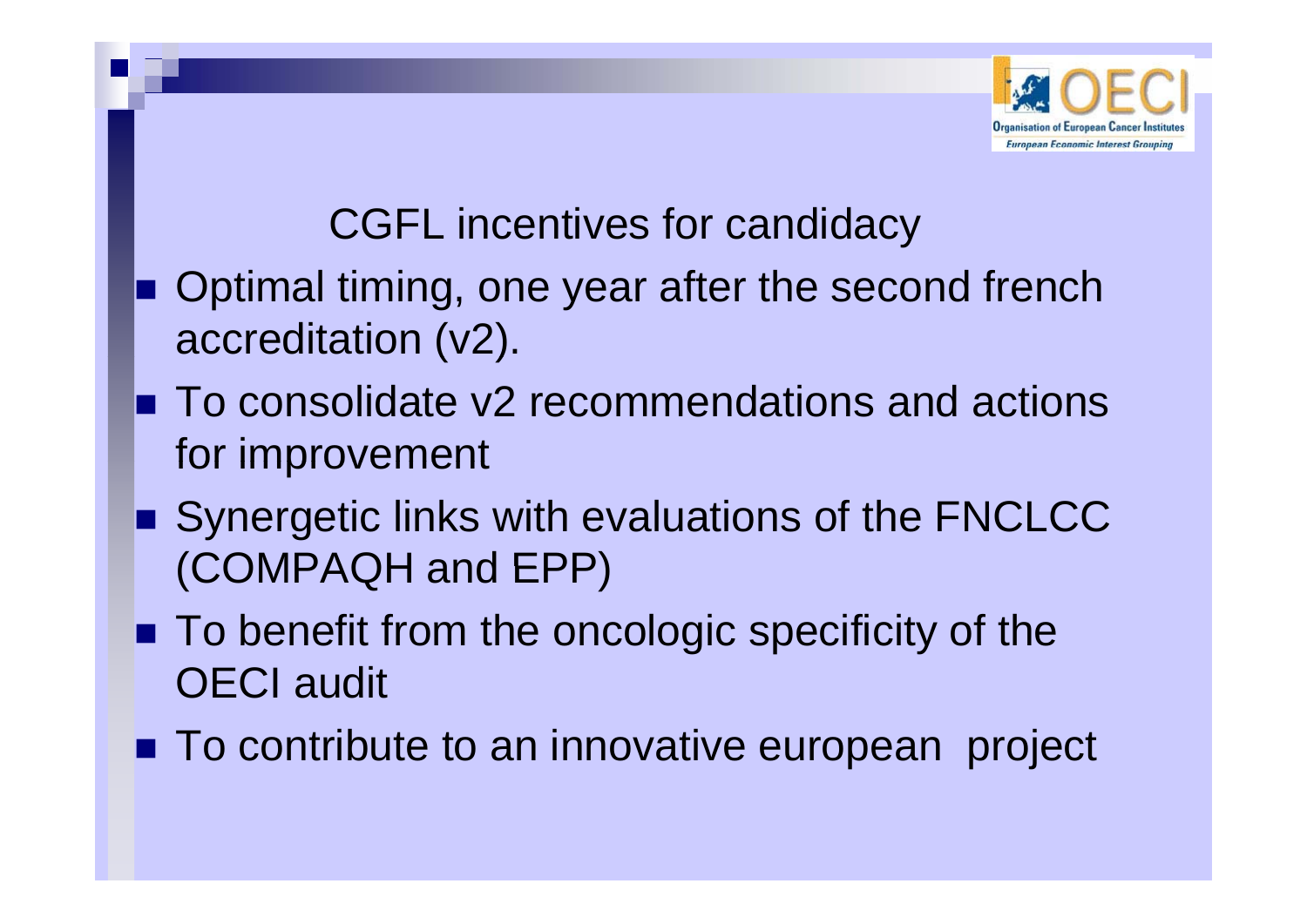## CGFL incentives for candidacy

- Optimal timing, one year after the second french accreditation (v2).
- To consolidate v2 recommendations and actions for improvement
- Synergetic links with evaluations of the FNCLCC (COMPAQH and EPP)
- To benefit from the oncologic specificity of the OECI audit
- To contribute to an innovative european project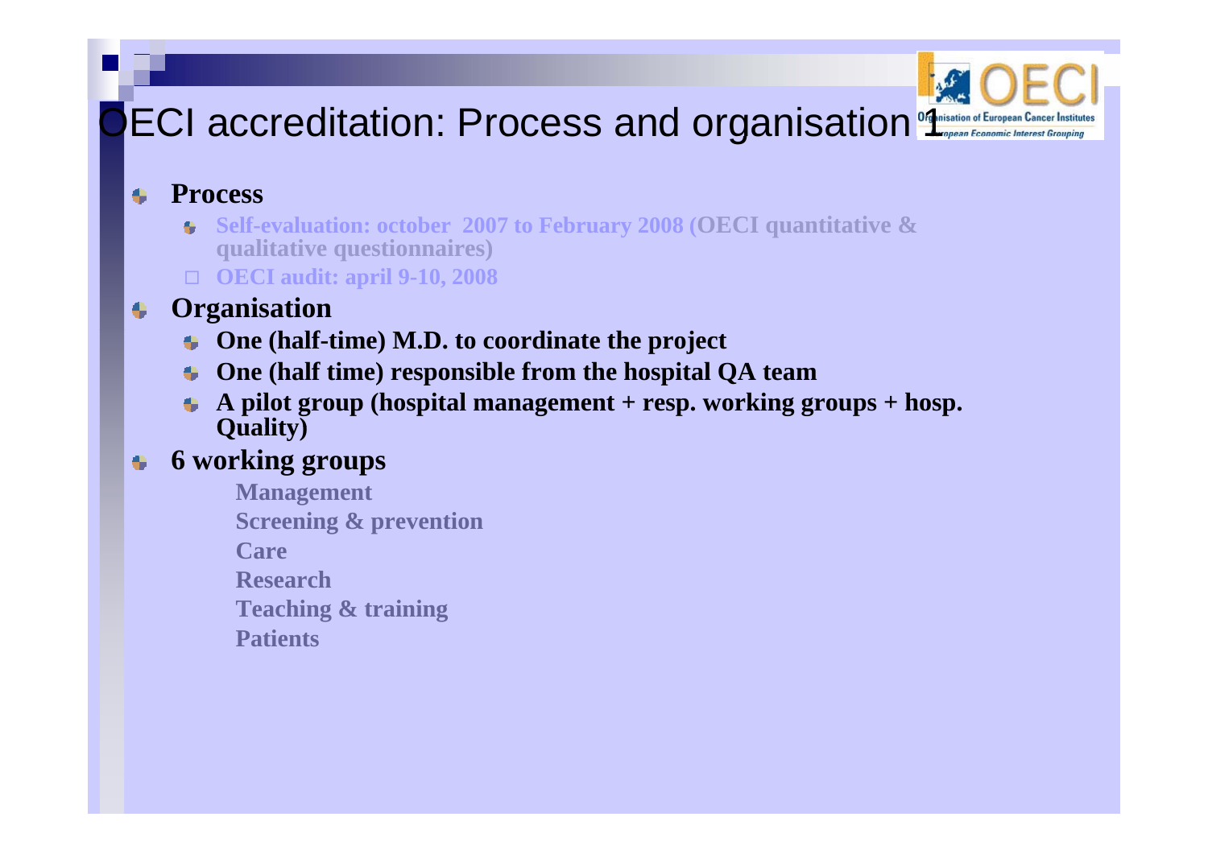# OECI accreditation: Process and organisation 1

- **Process**
  - **Self-evaluation: october 2007 to February 2008 (OECI quantitative & qualitative questionnaires)**
  - **OECI audit: april 9-10, 2008**
- **Organisation**
  - **One (half-time) M.D. to coordinate the project**
  - **One (half time) responsible from the hospital QA team**
  - **A pilot group (hospital management + resp. working groups + hosp. Quality)**
- **6 working groups**
  - **Management**
  - **Screening & prevention**
  - **Care**
  - **Research**
  - **Teaching & training**
  - **Patients**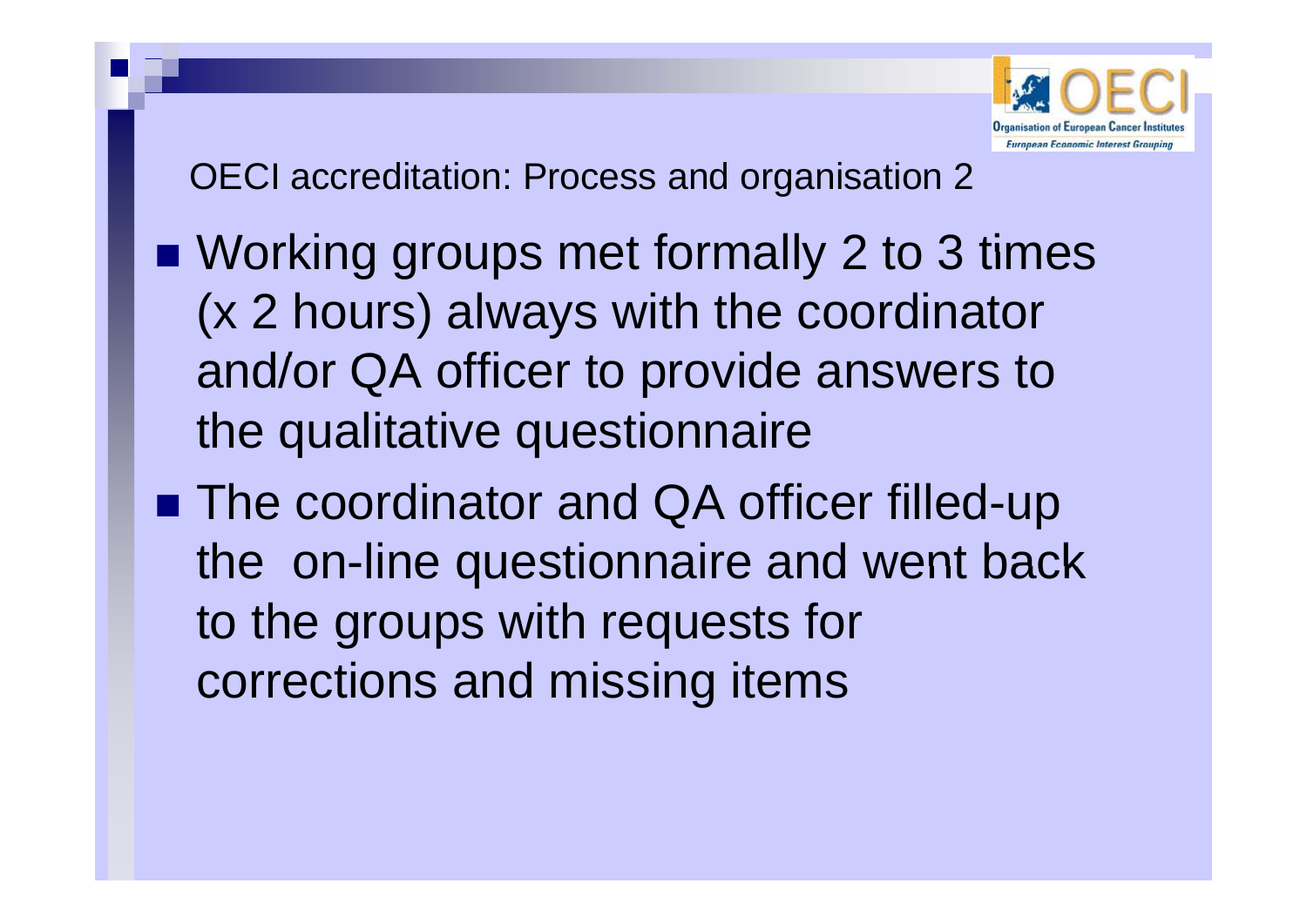## OECI accreditation: Process and organisation 2

- Working groups met formally 2 to 3 times (x 2 hours) always with the coordinator and/or QA officer to provide answers to the qualitative questionnaire
- The coordinator and QA officer filled-up the on-line questionnaire and went back to the groups with requests for corrections and missing items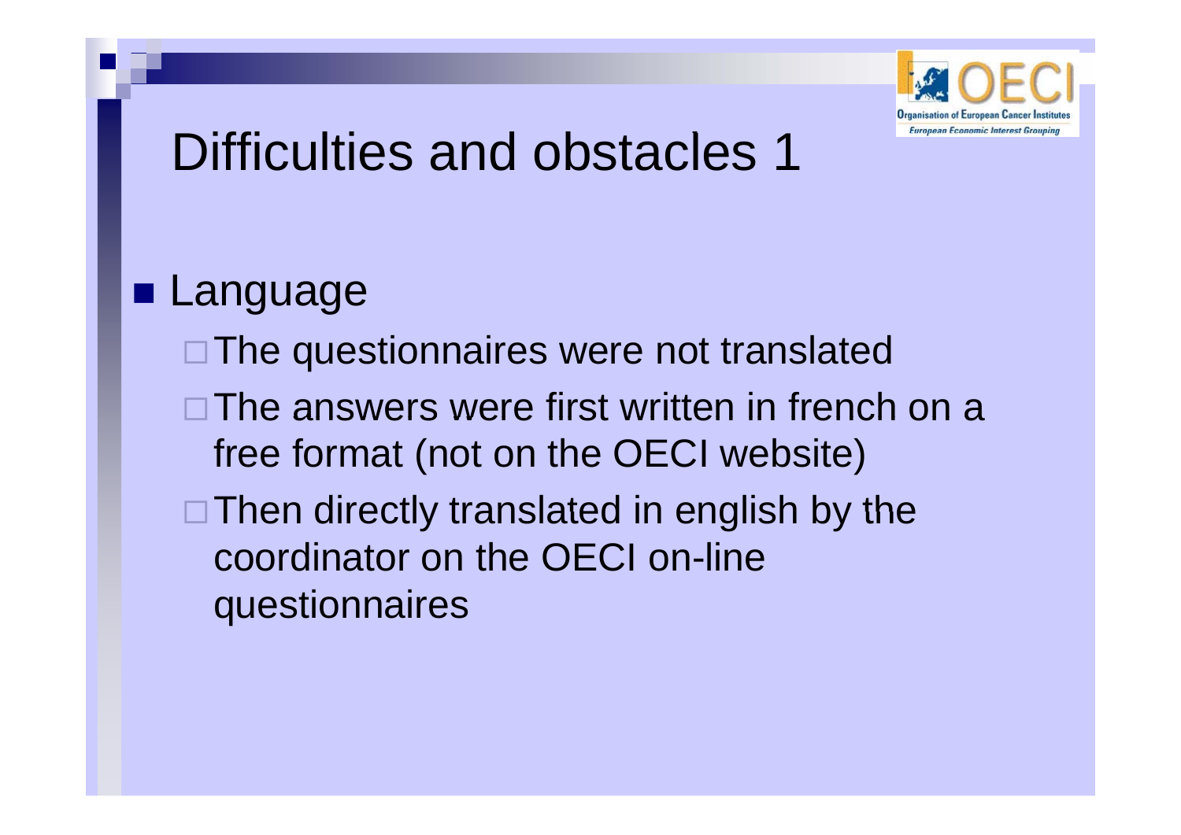# Difficulties and obstacles 1

- Language
  - The questionnaires were not translated
  - The answers were first written in french on a free format (not on the OECI website)
  - Then directly translated in english by the coordinator on the OECI on-line questionnaires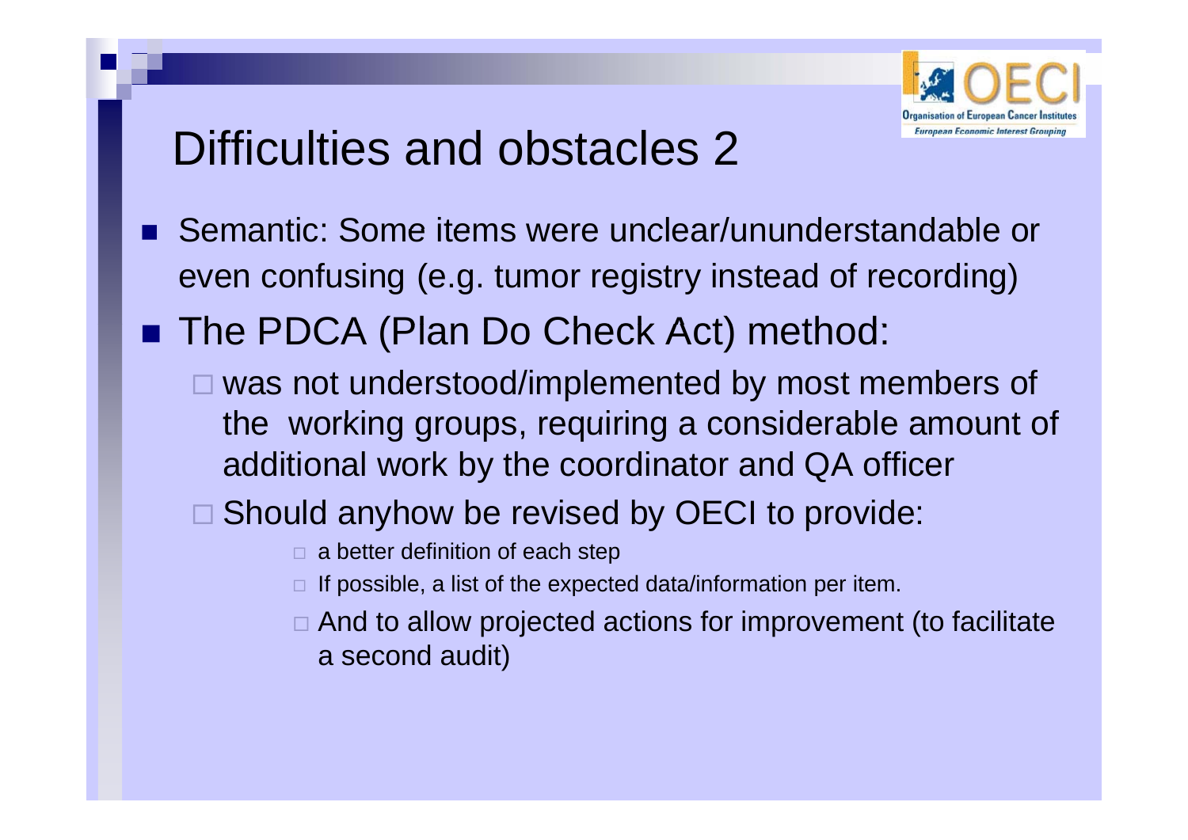# Difficulties and obstacles 2

- Semantic: Some items were unclear/ununderstandable or even confusing (e.g. tumor registry instead of recording)
- The PDCA (Plan Do Check Act) method:
  - was not understood/implemented by most members of the working groups, requiring a considerable amount of additional work by the coordinator and QA officer
  - Should anyhow be revised by OECI to provide:
    - a better definition of each step
    - If possible, a list of the expected data/information per item.
    - And to allow projected actions for improvement (to facilitate a second audit)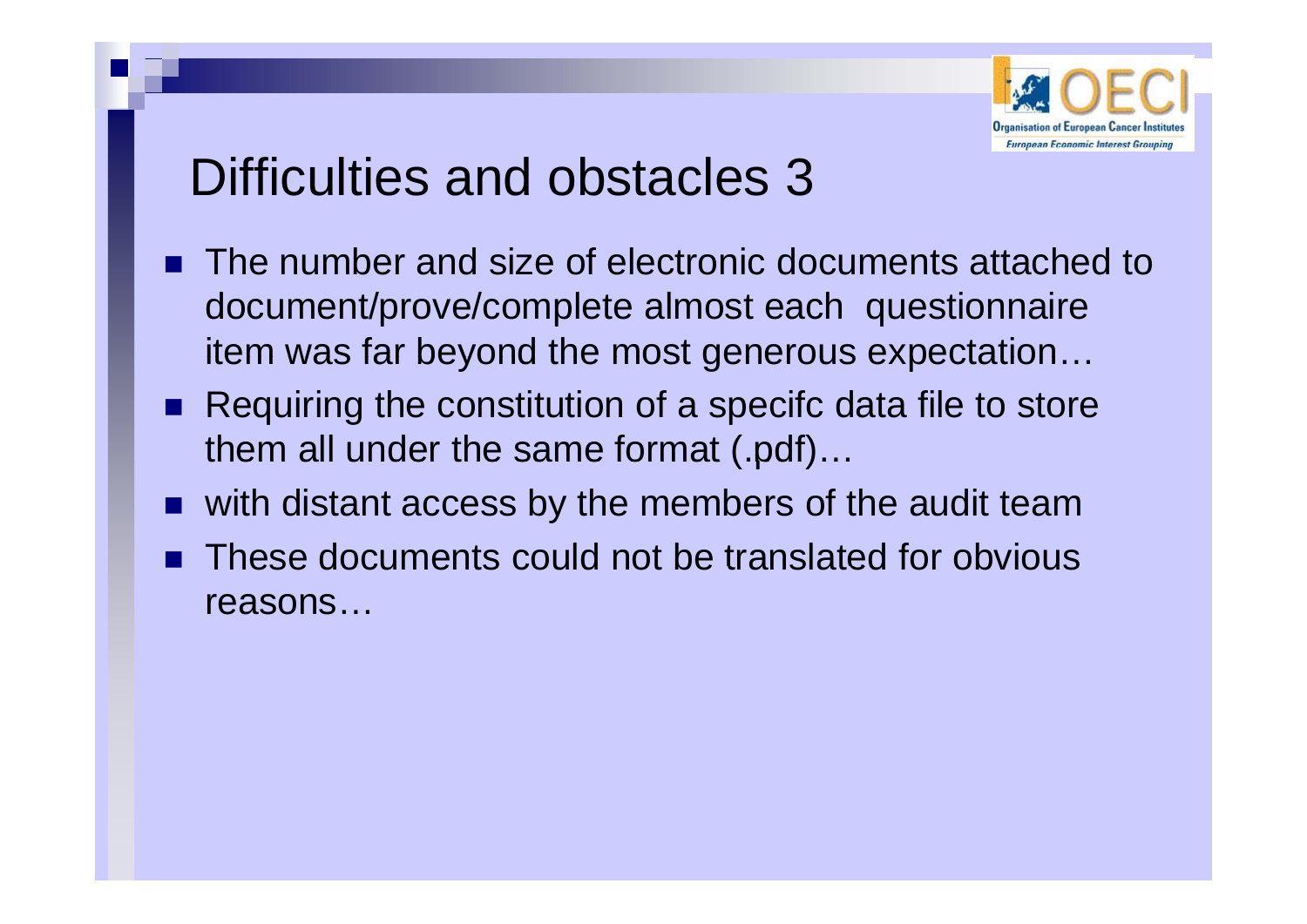# Difficulties and obstacles 3

- The number and size of electronic documents attached to document/prove/complete almost each questionnaire item was far beyond the most generous expectation…
- Requiring the constitution of a specifc data file to store them all under the same format (.pdf)…
- with distant access by the members of the audit team
- These documents could not be translated for obvious reasons…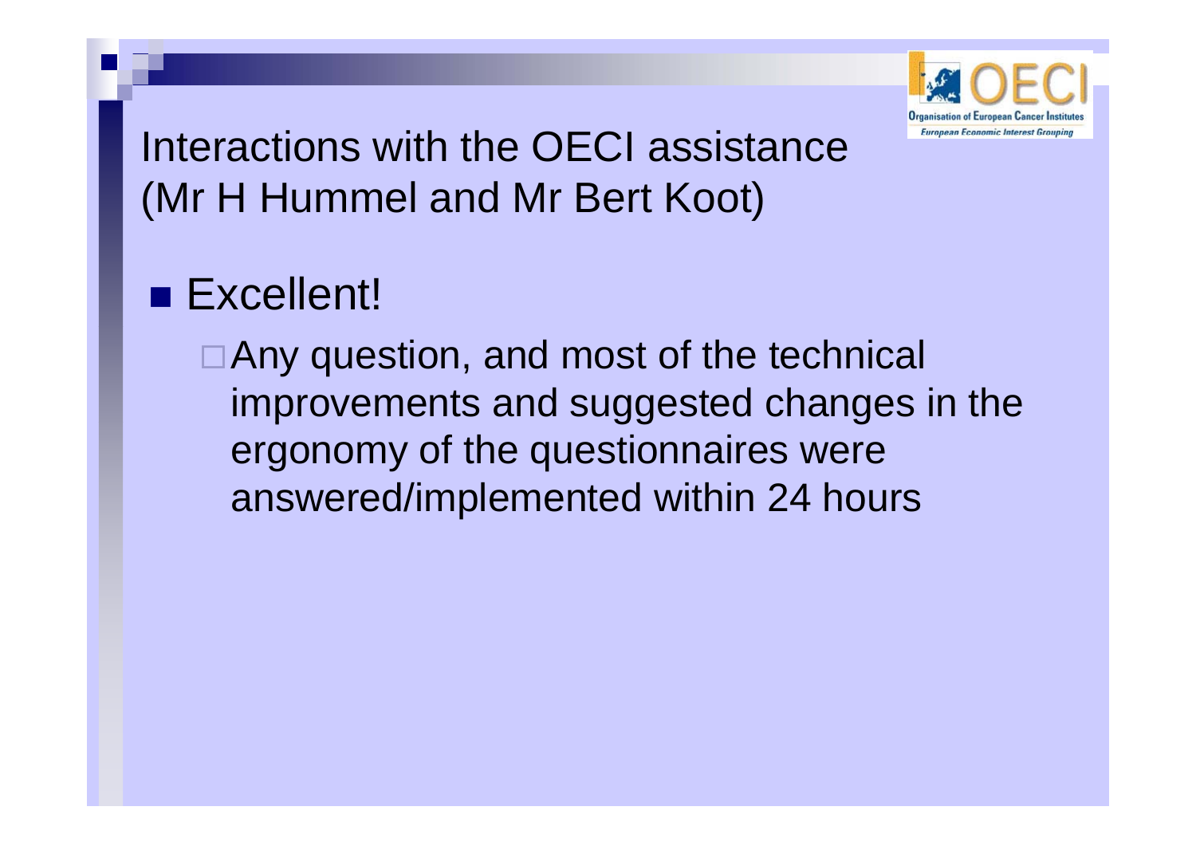# Interactions with the OECI assistance (Mr H Hummel and Mr Bert Koot)

- Excellent!
  - Any question, and most of the technical improvements and suggested changes in the ergonomy of the questionnaires were answered/implemented within 24 hours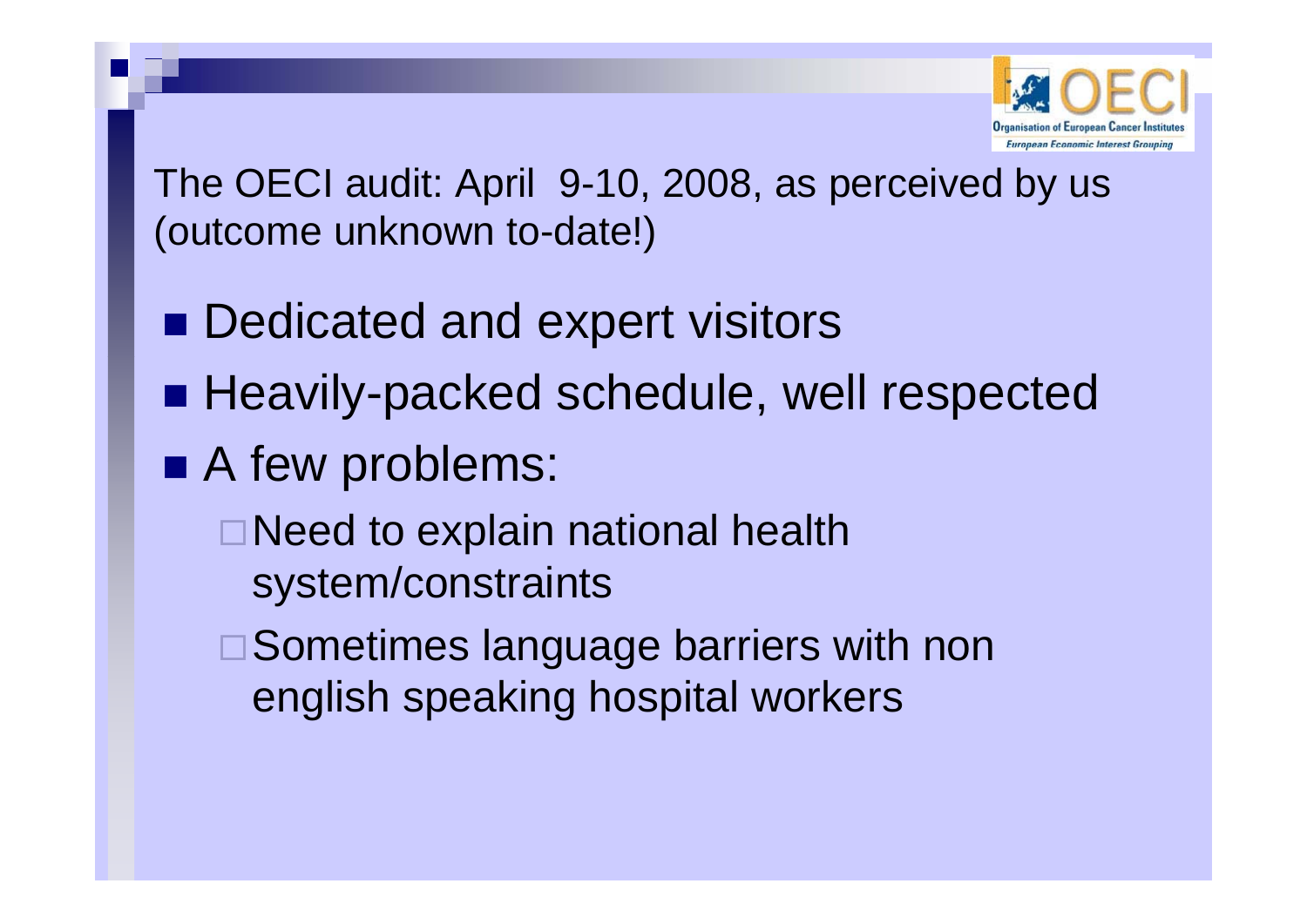The OECI audit: April 9-10, 2008, as perceived by us (outcome unknown to-date!)

- Dedicated and expert visitors
- Heavily-packed schedule, well respected
- A few problems:
  - Need to explain national health system/constraints
  - Sometimes language barriers with non english speaking hospital workers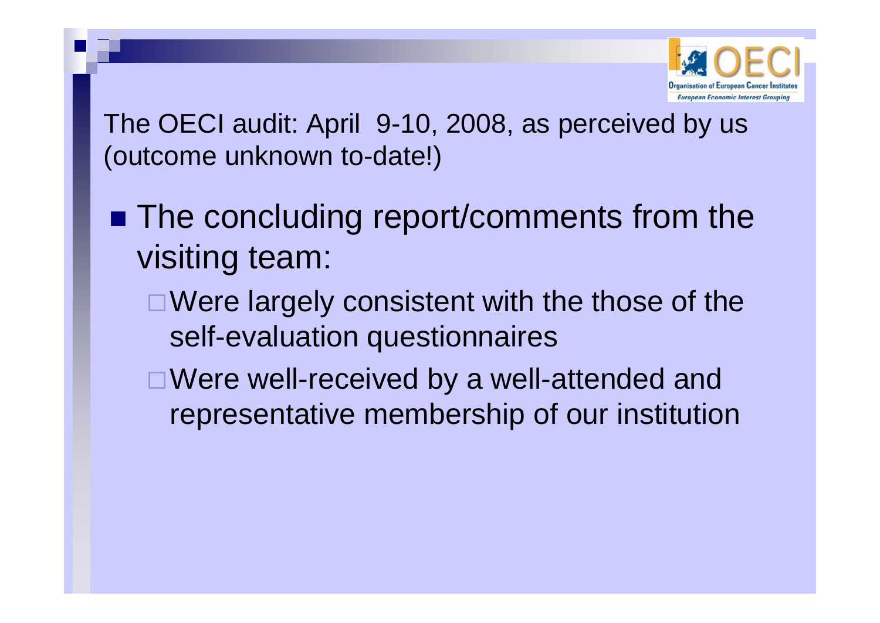The OECI audit: April 9-10, 2008, as perceived by us (outcome unknown to-date!)

- The concluding report/comments from the visiting team:
  - Were largely consistent with the those of the self-evaluation questionnaires
  - Were well-received by a well-attended and representative membership of our institution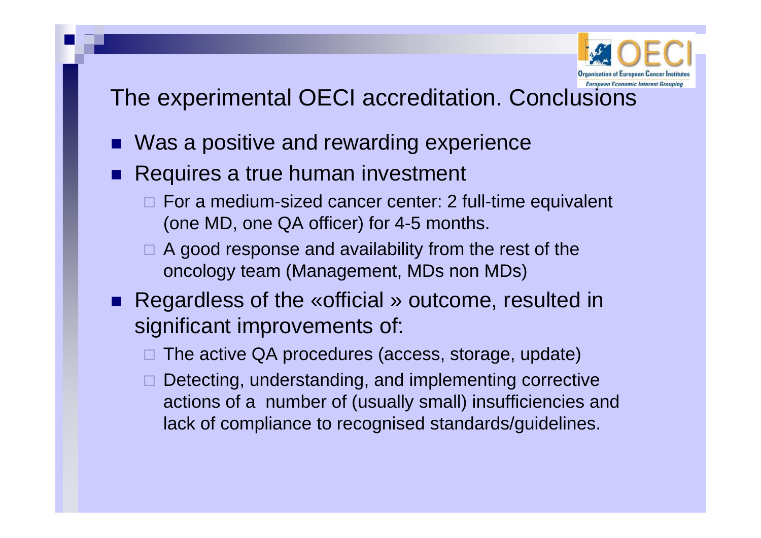## The experimental OECI accreditation. Conclusions

- Was a positive and rewarding experience
- Requires a true human investment
  - For a medium-sized cancer center: 2 full-time equivalent (one MD, one QA officer) for 4-5 months.
  - A good response and availability from the rest of the oncology team (Management, MDs non MDs)
- Regardless of the «official » outcome, resulted in significant improvements of:
  - The active QA procedures (access, storage, update)
  - Detecting, understanding, and implementing corrective actions of a number of (usually small) insufficiencies and lack of compliance to recognised standards/guidelines.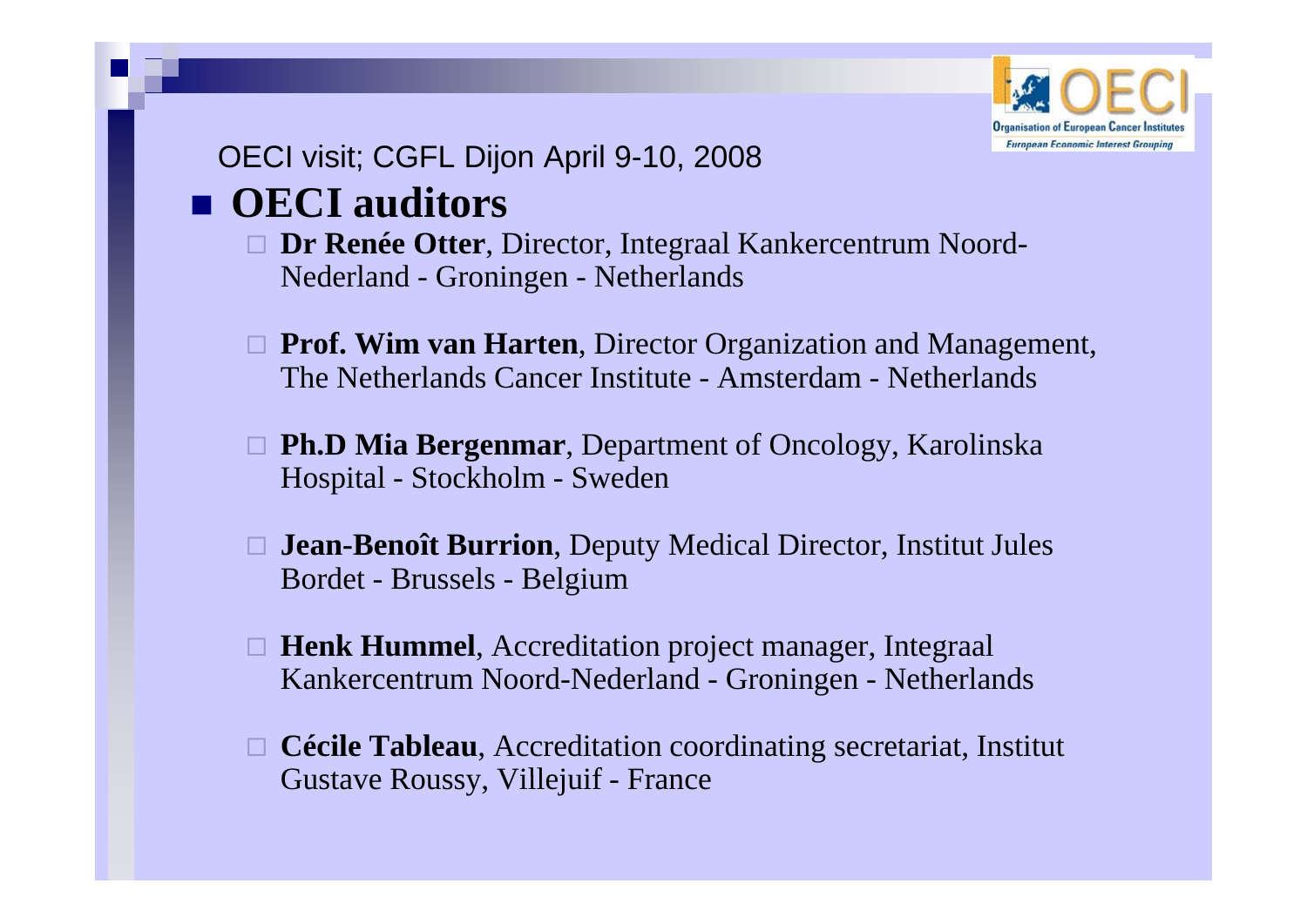OECI visit; CGFL Dijon April 9-10, 2008

## OECI auditors

- **Dr Renée Otter**, Director, Integraal Kankercentrum Noord-Nederland - Groningen - Netherlands
- **Prof. Wim van Harten**, Director Organization and Management, The Netherlands Cancer Institute - Amsterdam - Netherlands
- **Ph.D Mia Bergenmar**, Department of Oncology, Karolinska Hospital - Stockholm - Sweden
- **Jean-Benoît Burrion**, Deputy Medical Director, Institut Jules Bordet - Brussels - Belgium
- **Henk Hummel**, Accreditation project manager, Integraal Kankercentrum Noord-Nederland - Groningen - Netherlands
- **Cécile Tableau**, Accreditation coordinating secretariat, Institut Gustave Roussy, Villejuif - France